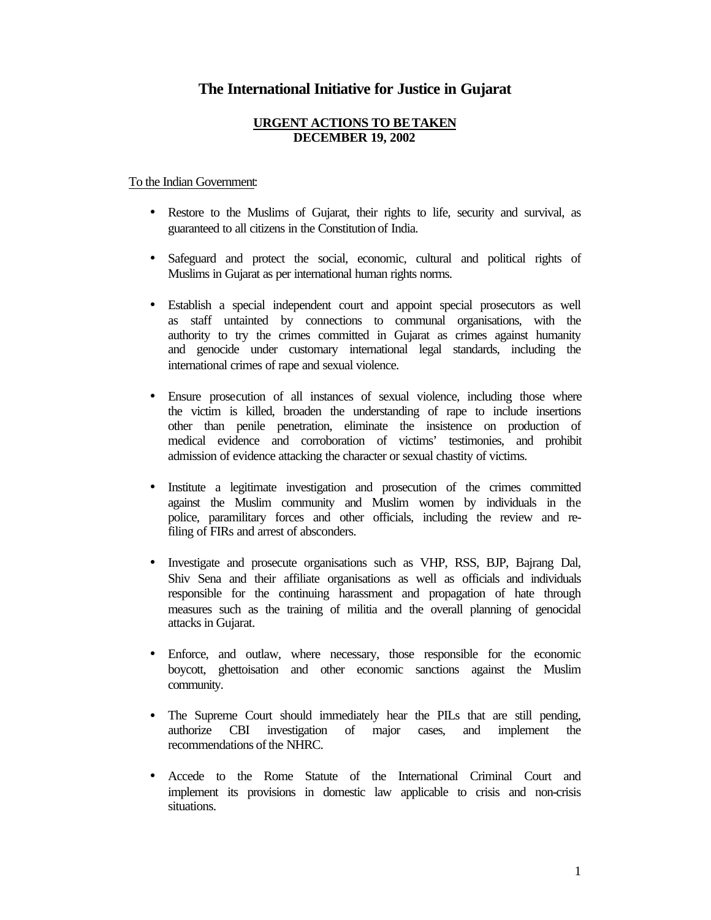# The International Initiative for Justice in Gujarat

**URGENT ACTIONS TO BE TAKEN**
**DECEMBER 19, 2002**

To the Indian Government:

- Restore to the Muslims of Gujarat, their rights to life, security and survival, as guaranteed to all citizens in the Constitution of India.
- Safeguard and protect the social, economic, cultural and political rights of Muslims in Gujarat as per international human rights norms.
- Establish a special independent court and appoint special prosecutors as well as staff untainted by connections to communal organisations, with the authority to try the crimes committed in Gujarat as crimes against humanity and genocide under customary international legal standards, including the international crimes of rape and sexual violence.
- Ensure prosecution of all instances of sexual violence, including those where the victim is killed, broaden the understanding of rape to include insertions other than penile penetration, eliminate the insistence on production of medical evidence and corroboration of victims' testimonies, and prohibit admission of evidence attacking the character or sexual chastity of victims.
- Institute a legitimate investigation and prosecution of the crimes committed against the Muslim community and Muslim women by individuals in the police, paramilitary forces and other officials, including the review and re-filing of FIRs and arrest of absconders.
- Investigate and prosecute organisations such as VHP, RSS, BJP, Bajrang Dal, Shiv Sena and their affiliate organisations as well as officials and individuals responsible for the continuing harassment and propagation of hate through measures such as the training of militia and the overall planning of genocidal attacks in Gujarat.
- Enforce, and outlaw, where necessary, those responsible for the economic boycott, ghettoisation and other economic sanctions against the Muslim community.
- The Supreme Court should immediately hear the PILs that are still pending, authorize CBI investigation of major cases, and implement the recommendations of the NHRC.
- Accede to the Rome Statute of the International Criminal Court and implement its provisions in domestic law applicable to crisis and non-crisis situations.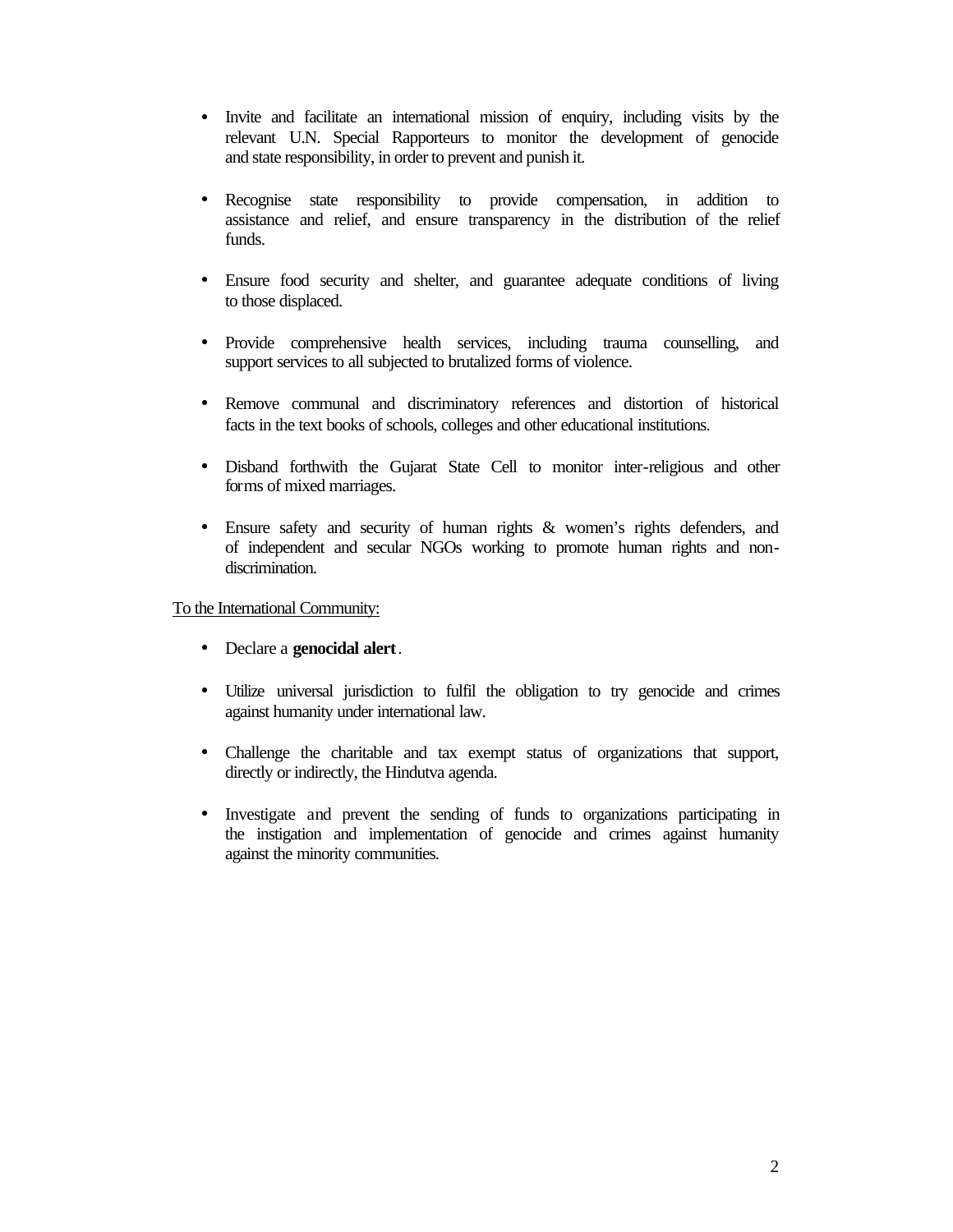- Invite and facilitate an international mission of enquiry, including visits by the relevant U.N. Special Rapporteurs to monitor the development of genocide and state responsibility, in order to prevent and punish it.

- Recognise state responsibility to provide compensation, in addition to assistance and relief, and ensure transparency in the distribution of the relief funds.

- Ensure food security and shelter, and guarantee adequate conditions of living to those displaced.

- Provide comprehensive health services, including trauma counselling, and support services to all subjected to brutalized forms of violence.

- Remove communal and discriminatory references and distortion of historical facts in the text books of schools, colleges and other educational institutions.

- Disband forthwith the Gujarat State Cell to monitor inter-religious and other forms of mixed marriages.

- Ensure safety and security of human rights & women's rights defenders, and of independent and secular NGOs working to promote human rights and non-discrimination.

<u>To the International Community:</u>

- Declare a **genocidal alert**.

- Utilize universal jurisdiction to fulfil the obligation to try genocide and crimes against humanity under international law.

- Challenge the charitable and tax exempt status of organizations that support, directly or indirectly, the Hindutva agenda.

- Investigate and prevent the sending of funds to organizations participating in the instigation and implementation of genocide and crimes against humanity against the minority communities.